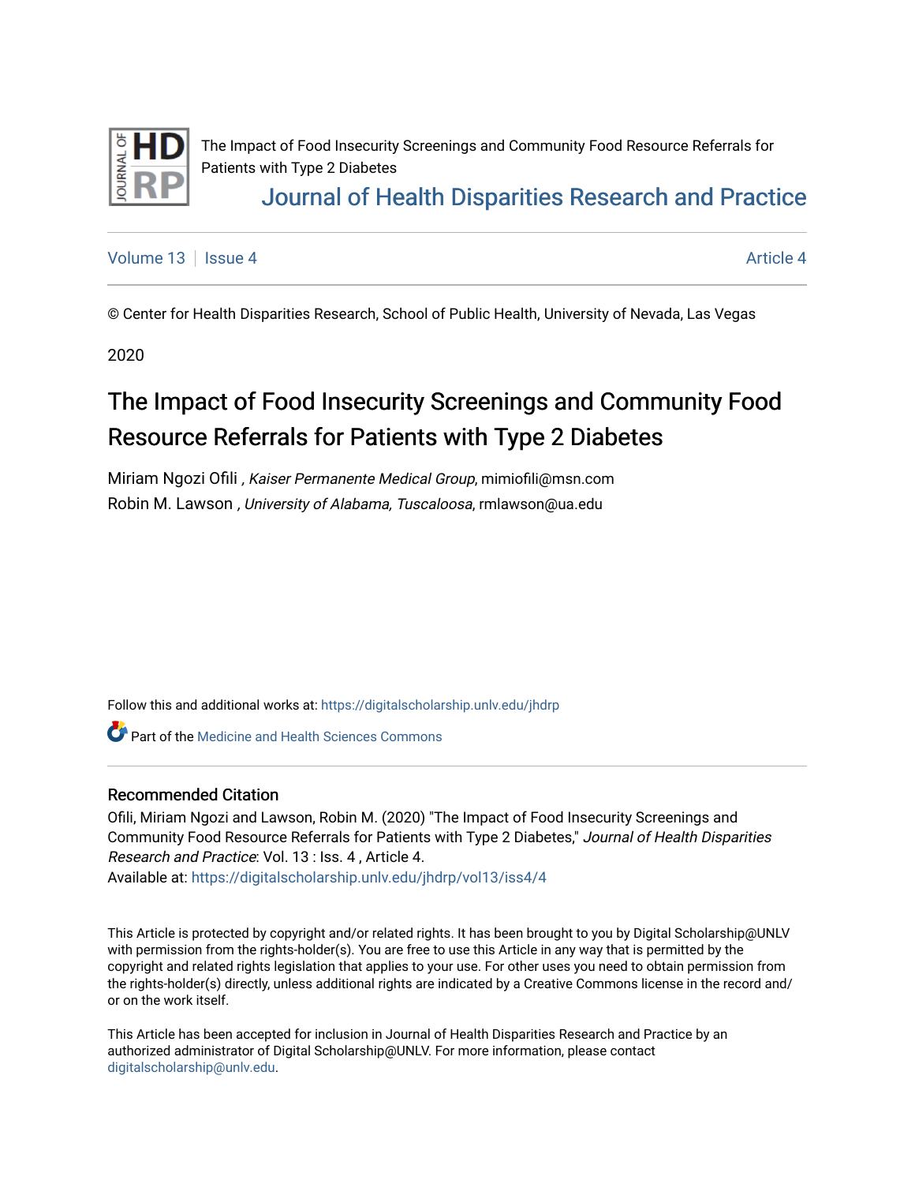The Impact of Food Insecurity Screenings and Community Food Resource Referrals for Patients with Type 2 Diabetes

Journal of Health Disparities Research and Practice

Volume 13 | Issue 4 | Article 4

© Center for Health Disparities Research, School of Public Health, University of Nevada, Las Vegas

2020

# The Impact of Food Insecurity Screenings and Community Food Resource Referrals for Patients with Type 2 Diabetes

Miriam Ngozi Ofili , *Kaiser Permanente Medical Group*, mimiofili@msn.com
Robin M. Lawson , *University of Alabama, Tuscaloosa*, rmlawson@ua.edu

Follow this and additional works at: https://digitalscholarship.unlv.edu/jhdrp

Part of the Medicine and Health Sciences Commons

## Recommended Citation

Ofili, Miriam Ngozi and Lawson, Robin M. (2020) "The Impact of Food Insecurity Screenings and Community Food Resource Referrals for Patients with Type 2 Diabetes," *Journal of Health Disparities Research and Practice*: Vol. 13 : Iss. 4 , Article 4.
Available at: https://digitalscholarship.unlv.edu/jhdrp/vol13/iss4/4

This Article is protected by copyright and/or related rights. It has been brought to you by Digital Scholarship@UNLV with permission from the rights-holder(s). You are free to use this Article in any way that is permitted by the copyright and related rights legislation that applies to your use. For other uses you need to obtain permission from the rights-holder(s) directly, unless additional rights are indicated by a Creative Commons license in the record and/or on the work itself.

This Article has been accepted for inclusion in Journal of Health Disparities Research and Practice by an authorized administrator of Digital Scholarship@UNLV. For more information, please contact digitalscholarship@unlv.edu.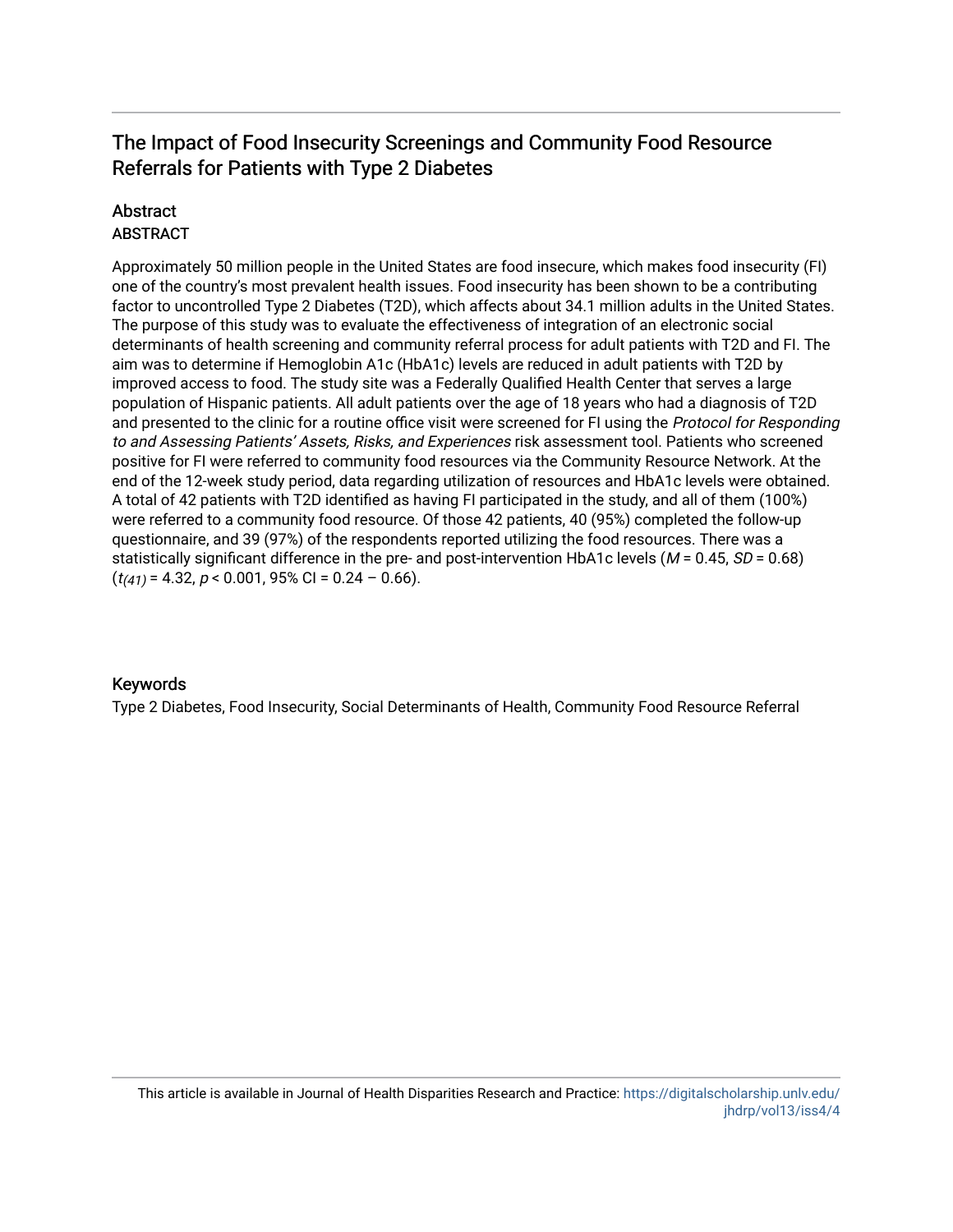# The Impact of Food Insecurity Screenings and Community Food Resource Referrals for Patients with Type 2 Diabetes

## Abstract

ABSTRACT

Approximately 50 million people in the United States are food insecure, which makes food insecurity (FI) one of the country's most prevalent health issues. Food insecurity has been shown to be a contributing factor to uncontrolled Type 2 Diabetes (T2D), which affects about 34.1 million adults in the United States. The purpose of this study was to evaluate the effectiveness of integration of an electronic social determinants of health screening and community referral process for adult patients with T2D and FI. The aim was to determine if Hemoglobin A1c (HbA1c) levels are reduced in adult patients with T2D by improved access to food. The study site was a Federally Qualified Health Center that serves a large population of Hispanic patients. All adult patients over the age of 18 years who had a diagnosis of T2D and presented to the clinic for a routine office visit were screened for FI using the *Protocol for Responding to and Assessing Patients' Assets, Risks, and Experiences* risk assessment tool. Patients who screened positive for FI were referred to community food resources via the Community Resource Network. At the end of the 12-week study period, data regarding utilization of resources and HbA1c levels were obtained. A total of 42 patients with T2D identified as having FI participated in the study, and all of them (100%) were referred to a community food resource. Of those 42 patients, 40 (95%) completed the follow-up questionnaire, and 39 (97%) of the respondents reported utilizing the food resources. There was a statistically significant difference in the pre- and post-intervention HbA1c levels ($M = 0.45$, $SD = 0.68$) ($t_{(41)} = 4.32$, $p < 0.001$, 95% CI = 0.24 – 0.66).

## Keywords

Type 2 Diabetes, Food Insecurity, Social Determinants of Health, Community Food Resource Referral

This article is available in Journal of Health Disparities Research and Practice: https://digitalscholarship.unlv.edu/jhdrp/vol13/iss4/4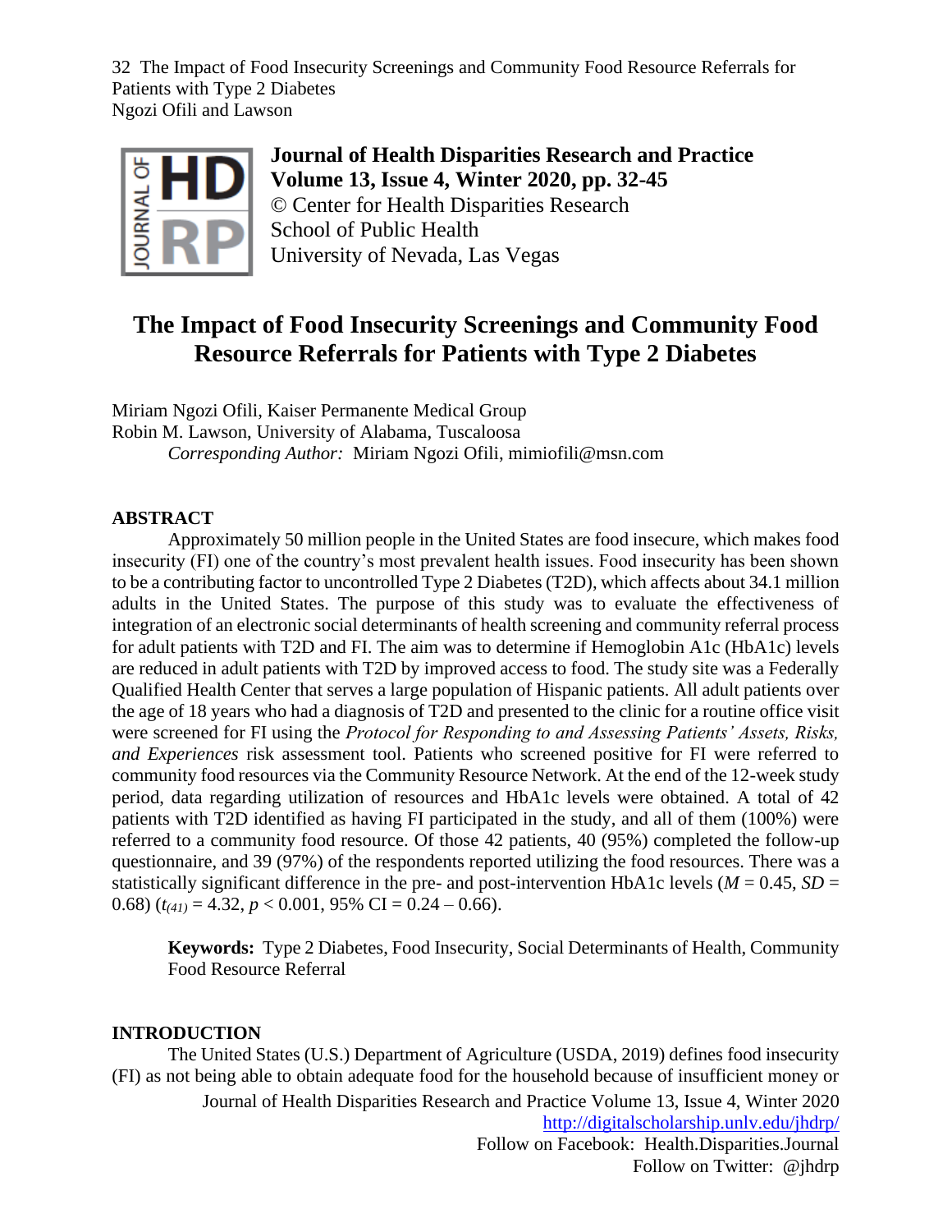# The Impact of Food Insecurity Screenings and Community Food Resource Referrals for Patients with Type 2 Diabetes

Miriam Ngozi Ofili, Kaiser Permanente Medical Group
Robin M. Lawson, University of Alabama, Tuscaloosa
*Corresponding Author:* Miriam Ngozi Ofili, mimiofili@msn.com

## ABSTRACT

Approximately 50 million people in the United States are food insecure, which makes food insecurity (FI) one of the country's most prevalent health issues. Food insecurity has been shown to be a contributing factor to uncontrolled Type 2 Diabetes (T2D), which affects about 34.1 million adults in the United States. The purpose of this study was to evaluate the effectiveness of integration of an electronic social determinants of health screening and community referral process for adult patients with T2D and FI. The aim was to determine if Hemoglobin A1c (HbA1c) levels are reduced in adult patients with T2D by improved access to food. The study site was a Federally Qualified Health Center that serves a large population of Hispanic patients. All adult patients over the age of 18 years who had a diagnosis of T2D and presented to the clinic for a routine office visit were screened for FI using the *Protocol for Responding to and Assessing Patients' Assets, Risks, and Experiences* risk assessment tool. Patients who screened positive for FI were referred to community food resources via the Community Resource Network. At the end of the 12-week study period, data regarding utilization of resources and HbA1c levels were obtained. A total of 42 patients with T2D identified as having FI participated in the study, and all of them (100%) were referred to a community food resource. Of those 42 patients, 40 (95%) completed the follow-up questionnaire, and 39 (97%) of the respondents reported utilizing the food resources. There was a statistically significant difference in the pre- and post-intervention HbA1c levels ($M = 0.45$, $SD = 0.68$) ($t_{(41)} = 4.32$, $p < 0.001$, 95% CI = 0.24 – 0.66).

**Keywords:** Type 2 Diabetes, Food Insecurity, Social Determinants of Health, Community Food Resource Referral

## INTRODUCTION

The United States (U.S.) Department of Agriculture (USDA, 2019) defines food insecurity (FI) as not being able to obtain adequate food for the household because of insufficient money or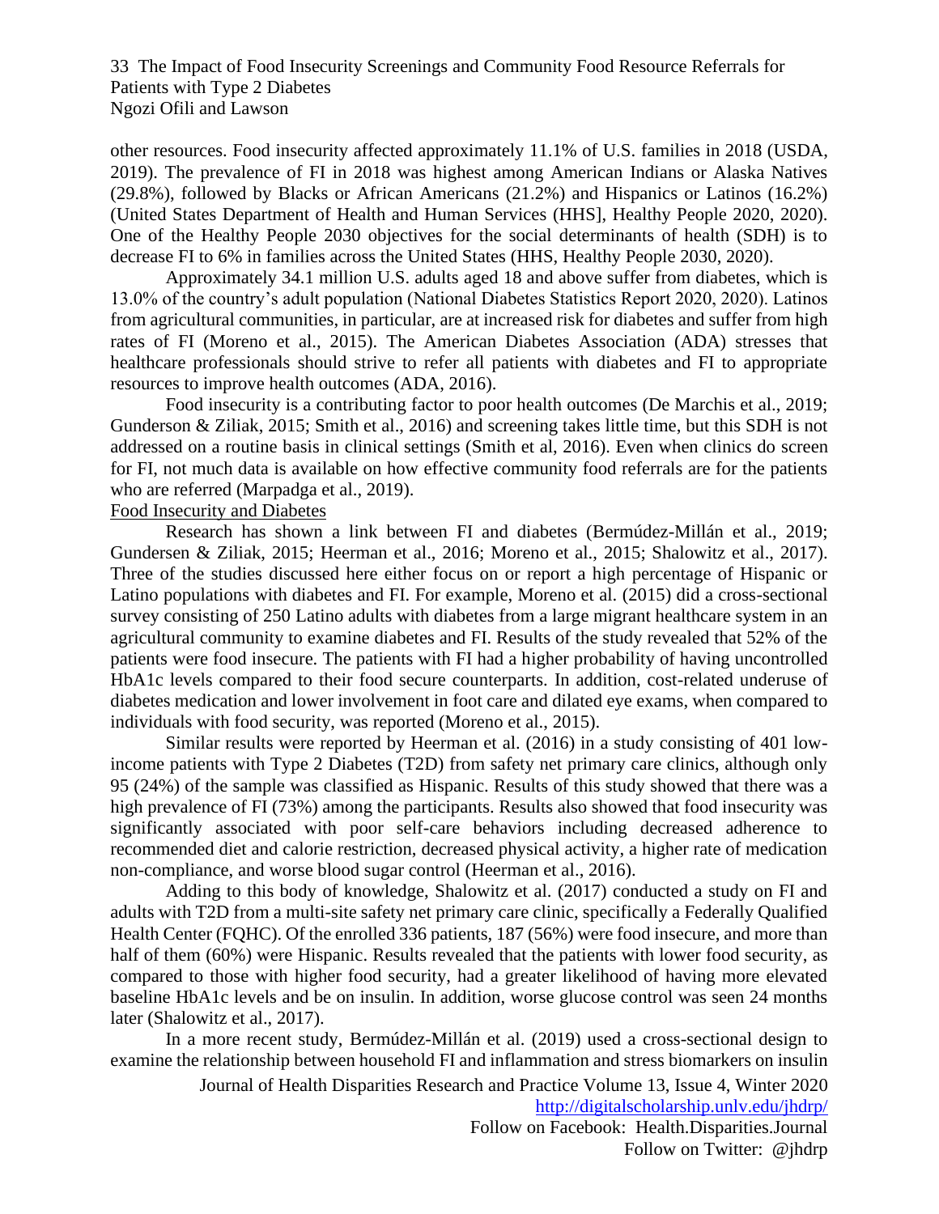other resources. Food insecurity affected approximately 11.1% of U.S. families in 2018 (USDA, 2019). The prevalence of FI in 2018 was highest among American Indians or Alaska Natives (29.8%), followed by Blacks or African Americans (21.2%) and Hispanics or Latinos (16.2%) (United States Department of Health and Human Services (HHS], Healthy People 2020, 2020). One of the Healthy People 2030 objectives for the social determinants of health (SDH) is to decrease FI to 6% in families across the United States (HHS, Healthy People 2030, 2020).

Approximately 34.1 million U.S. adults aged 18 and above suffer from diabetes, which is 13.0% of the country's adult population (National Diabetes Statistics Report 2020, 2020). Latinos from agricultural communities, in particular, are at increased risk for diabetes and suffer from high rates of FI (Moreno et al., 2015). The American Diabetes Association (ADA) stresses that healthcare professionals should strive to refer all patients with diabetes and FI to appropriate resources to improve health outcomes (ADA, 2016).

Food insecurity is a contributing factor to poor health outcomes (De Marchis et al., 2019; Gunderson & Ziliak, 2015; Smith et al., 2016) and screening takes little time, but this SDH is not addressed on a routine basis in clinical settings (Smith et al, 2016). Even when clinics do screen for FI, not much data is available on how effective community food referrals are for the patients who are referred (Marpadga et al., 2019).

## Food Insecurity and Diabetes

Research has shown a link between FI and diabetes (Bermúdez-Millán et al., 2019; Gundersen & Ziliak, 2015; Heerman et al., 2016; Moreno et al., 2015; Shalowitz et al., 2017). Three of the studies discussed here either focus on or report a high percentage of Hispanic or Latino populations with diabetes and FI. For example, Moreno et al. (2015) did a cross-sectional survey consisting of 250 Latino adults with diabetes from a large migrant healthcare system in an agricultural community to examine diabetes and FI. Results of the study revealed that 52% of the patients were food insecure. The patients with FI had a higher probability of having uncontrolled HbA1c levels compared to their food secure counterparts. In addition, cost-related underuse of diabetes medication and lower involvement in foot care and dilated eye exams, when compared to individuals with food security, was reported (Moreno et al., 2015).

Similar results were reported by Heerman et al. (2016) in a study consisting of 401 low-income patients with Type 2 Diabetes (T2D) from safety net primary care clinics, although only 95 (24%) of the sample was classified as Hispanic. Results of this study showed that there was a high prevalence of FI (73%) among the participants. Results also showed that food insecurity was significantly associated with poor self-care behaviors including decreased adherence to recommended diet and calorie restriction, decreased physical activity, a higher rate of medication non-compliance, and worse blood sugar control (Heerman et al., 2016).

Adding to this body of knowledge, Shalowitz et al. (2017) conducted a study on FI and adults with T2D from a multi-site safety net primary care clinic, specifically a Federally Qualified Health Center (FQHC). Of the enrolled 336 patients, 187 (56%) were food insecure, and more than half of them (60%) were Hispanic. Results revealed that the patients with lower food security, as compared to those with higher food security, had a greater likelihood of having more elevated baseline HbA1c levels and be on insulin. In addition, worse glucose control was seen 24 months later (Shalowitz et al., 2017).

In a more recent study, Bermúdez-Millán et al. (2019) used a cross-sectional design to examine the relationship between household FI and inflammation and stress biomarkers on insulin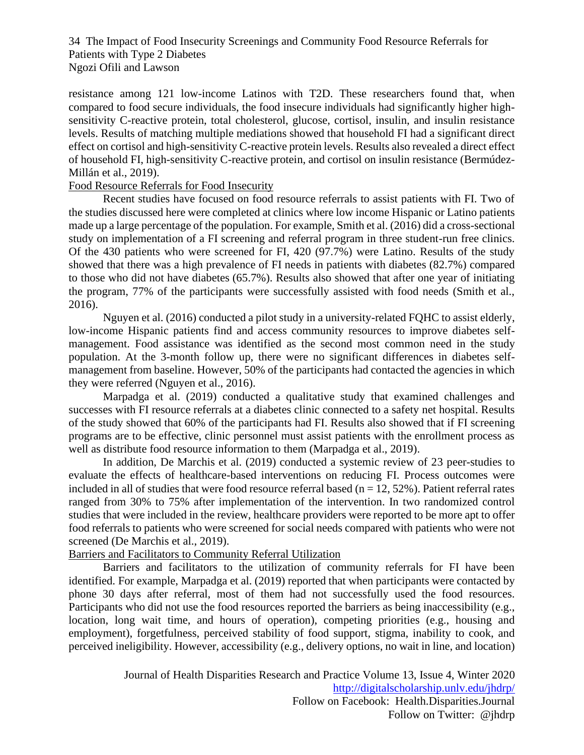resistance among 121 low-income Latinos with T2D. These researchers found that, when compared to food secure individuals, the food insecure individuals had significantly higher high-sensitivity C-reactive protein, total cholesterol, glucose, cortisol, insulin, and insulin resistance levels. Results of matching multiple mediations showed that household FI had a significant direct effect on cortisol and high-sensitivity C-reactive protein levels. Results also revealed a direct effect of household FI, high-sensitivity C-reactive protein, and cortisol on insulin resistance (Bermúdez-Millán et al., 2019).

Food Resource Referrals for Food Insecurity

Recent studies have focused on food resource referrals to assist patients with FI. Two of the studies discussed here were completed at clinics where low income Hispanic or Latino patients made up a large percentage of the population. For example, Smith et al. (2016) did a cross-sectional study on implementation of a FI screening and referral program in three student-run free clinics. Of the 430 patients who were screened for FI, 420 (97.7%) were Latino. Results of the study showed that there was a high prevalence of FI needs in patients with diabetes (82.7%) compared to those who did not have diabetes (65.7%). Results also showed that after one year of initiating the program, 77% of the participants were successfully assisted with food needs (Smith et al., 2016).

Nguyen et al. (2016) conducted a pilot study in a university-related FQHC to assist elderly, low-income Hispanic patients find and access community resources to improve diabetes self-management. Food assistance was identified as the second most common need in the study population. At the 3-month follow up, there were no significant differences in diabetes self-management from baseline. However, 50% of the participants had contacted the agencies in which they were referred (Nguyen et al., 2016).

Marpadga et al. (2019) conducted a qualitative study that examined challenges and successes with FI resource referrals at a diabetes clinic connected to a safety net hospital. Results of the study showed that 60% of the participants had FI. Results also showed that if FI screening programs are to be effective, clinic personnel must assist patients with the enrollment process as well as distribute food resource information to them (Marpadga et al., 2019).

In addition, De Marchis et al. (2019) conducted a systemic review of 23 peer-studies to evaluate the effects of healthcare-based interventions on reducing FI. Process outcomes were included in all of studies that were food resource referral based (n = 12, 52%). Patient referral rates ranged from 30% to 75% after implementation of the intervention. In two randomized control studies that were included in the review, healthcare providers were reported to be more apt to offer food referrals to patients who were screened for social needs compared with patients who were not screened (De Marchis et al., 2019).

Barriers and Facilitators to Community Referral Utilization

Barriers and facilitators to the utilization of community referrals for FI have been identified. For example, Marpadga et al. (2019) reported that when participants were contacted by phone 30 days after referral, most of them had not successfully used the food resources. Participants who did not use the food resources reported the barriers as being inaccessibility (e.g., location, long wait time, and hours of operation), competing priorities (e.g., housing and employment), forgetfulness, perceived stability of food support, stigma, inability to cook, and perceived ineligibility. However, accessibility (e.g., delivery options, no wait in line, and location)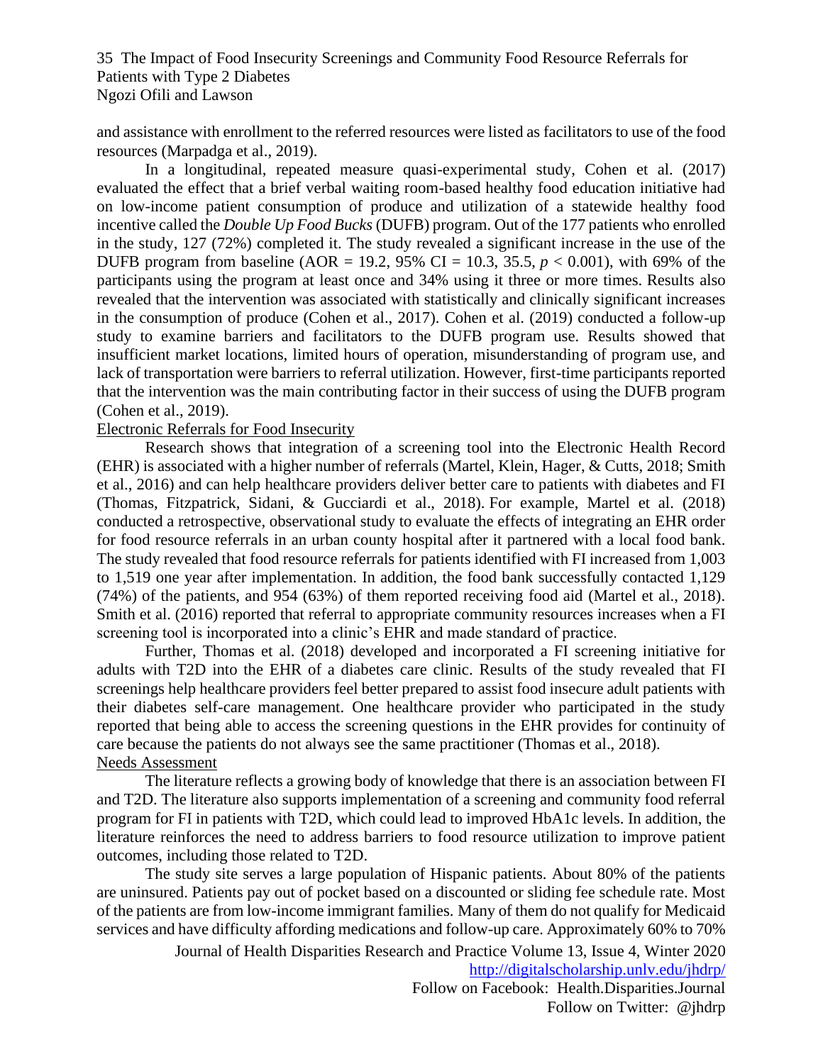and assistance with enrollment to the referred resources were listed as facilitators to use of the food resources (Marpadga et al., 2019).

In a longitudinal, repeated measure quasi-experimental study, Cohen et al. (2017) evaluated the effect that a brief verbal waiting room-based healthy food education initiative had on low-income patient consumption of produce and utilization of a statewide healthy food incentive called the *Double Up Food Bucks* (DUFB) program. Out of the 177 patients who enrolled in the study, 127 (72%) completed it. The study revealed a significant increase in the use of the DUFB program from baseline (AOR = 19.2, 95% CI = 10.3, 35.5, $p < 0.001$), with 69% of the participants using the program at least once and 34% using it three or more times. Results also revealed that the intervention was associated with statistically and clinically significant increases in the consumption of produce (Cohen et al., 2017). Cohen et al. (2019) conducted a follow-up study to examine barriers and facilitators to the DUFB program use. Results showed that insufficient market locations, limited hours of operation, misunderstanding of program use, and lack of transportation were barriers to referral utilization. However, first-time participants reported that the intervention was the main contributing factor in their success of using the DUFB program (Cohen et al., 2019).

<u>Electronic Referrals for Food Insecurity</u>

Research shows that integration of a screening tool into the Electronic Health Record (EHR) is associated with a higher number of referrals (Martel, Klein, Hager, & Cutts, 2018; Smith et al., 2016) and can help healthcare providers deliver better care to patients with diabetes and FI (Thomas, Fitzpatrick, Sidani, & Gucciardi et al., 2018). For example, Martel et al. (2018) conducted a retrospective, observational study to evaluate the effects of integrating an EHR order for food resource referrals in an urban county hospital after it partnered with a local food bank. The study revealed that food resource referrals for patients identified with FI increased from 1,003 to 1,519 one year after implementation. In addition, the food bank successfully contacted 1,129 (74%) of the patients, and 954 (63%) of them reported receiving food aid (Martel et al., 2018). Smith et al. (2016) reported that referral to appropriate community resources increases when a FI screening tool is incorporated into a clinic's EHR and made standard of practice.

Further, Thomas et al. (2018) developed and incorporated a FI screening initiative for adults with T2D into the EHR of a diabetes care clinic. Results of the study revealed that FI screenings help healthcare providers feel better prepared to assist food insecure adult patients with their diabetes self-care management. One healthcare provider who participated in the study reported that being able to access the screening questions in the EHR provides for continuity of care because the patients do not always see the same practitioner (Thomas et al., 2018).

<u>Needs Assessment</u>

The literature reflects a growing body of knowledge that there is an association between FI and T2D. The literature also supports implementation of a screening and community food referral program for FI in patients with T2D, which could lead to improved HbA1c levels. In addition, the literature reinforces the need to address barriers to food resource utilization to improve patient outcomes, including those related to T2D.

The study site serves a large population of Hispanic patients. About 80% of the patients are uninsured. Patients pay out of pocket based on a discounted or sliding fee schedule rate. Most of the patients are from low-income immigrant families. Many of them do not qualify for Medicaid services and have difficulty affording medications and follow-up care. Approximately 60% to 70%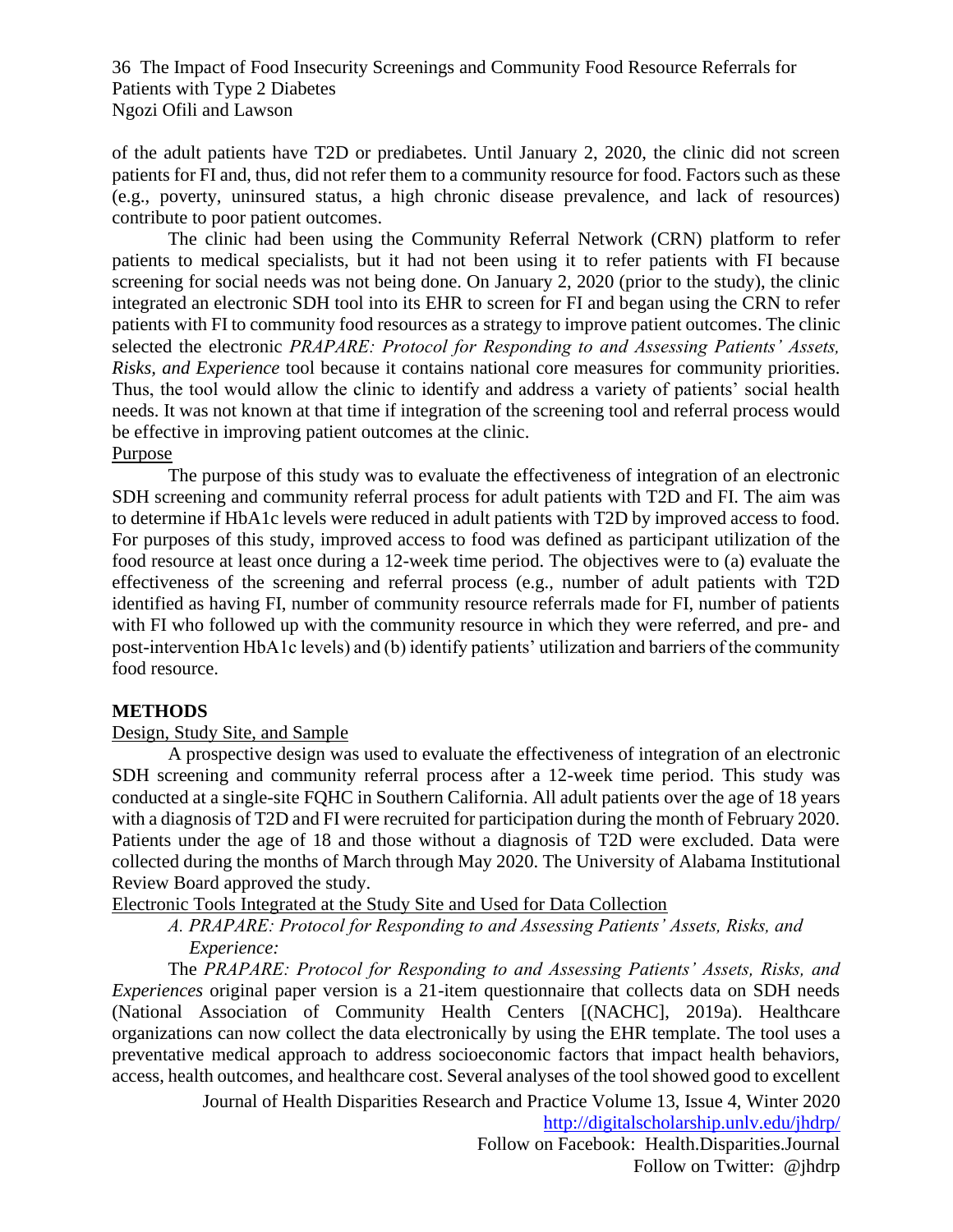of the adult patients have T2D or prediabetes. Until January 2, 2020, the clinic did not screen patients for FI and, thus, did not refer them to a community resource for food. Factors such as these (e.g., poverty, uninsured status, a high chronic disease prevalence, and lack of resources) contribute to poor patient outcomes.

The clinic had been using the Community Referral Network (CRN) platform to refer patients to medical specialists, but it had not been using it to refer patients with FI because screening for social needs was not being done. On January 2, 2020 (prior to the study), the clinic integrated an electronic SDH tool into its EHR to screen for FI and began using the CRN to refer patients with FI to community food resources as a strategy to improve patient outcomes. The clinic selected the electronic *PRAPARE: Protocol for Responding to and Assessing Patients' Assets, Risks, and Experience* tool because it contains national core measures for community priorities. Thus, the tool would allow the clinic to identify and address a variety of patients' social health needs. It was not known at that time if integration of the screening tool and referral process would be effective in improving patient outcomes at the clinic.

### Purpose

The purpose of this study was to evaluate the effectiveness of integration of an electronic SDH screening and community referral process for adult patients with T2D and FI. The aim was to determine if HbA1c levels were reduced in adult patients with T2D by improved access to food. For purposes of this study, improved access to food was defined as participant utilization of the food resource at least once during a 12-week time period. The objectives were to (a) evaluate the effectiveness of the screening and referral process (e.g., number of adult patients with T2D identified as having FI, number of community resource referrals made for FI, number of patients with FI who followed up with the community resource in which they were referred, and pre- and post-intervention HbA1c levels) and (b) identify patients' utilization and barriers of the community food resource.

## METHODS

### Design, Study Site, and Sample

A prospective design was used to evaluate the effectiveness of integration of an electronic SDH screening and community referral process after a 12-week time period. This study was conducted at a single-site FQHC in Southern California. All adult patients over the age of 18 years with a diagnosis of T2D and FI were recruited for participation during the month of February 2020. Patients under the age of 18 and those without a diagnosis of T2D were excluded. Data were collected during the months of March through May 2020. The University of Alabama Institutional Review Board approved the study.

### Electronic Tools Integrated at the Study Site and Used for Data Collection

*A. PRAPARE: Protocol for Responding to and Assessing Patients' Assets, Risks, and Experience:*

The *PRAPARE: Protocol for Responding to and Assessing Patients' Assets, Risks, and Experiences* original paper version is a 21-item questionnaire that collects data on SDH needs (National Association of Community Health Centers [(NACHC], 2019a). Healthcare organizations can now collect the data electronically by using the EHR template. The tool uses a preventative medical approach to address socioeconomic factors that impact health behaviors, access, health outcomes, and healthcare cost. Several analyses of the tool showed good to excellent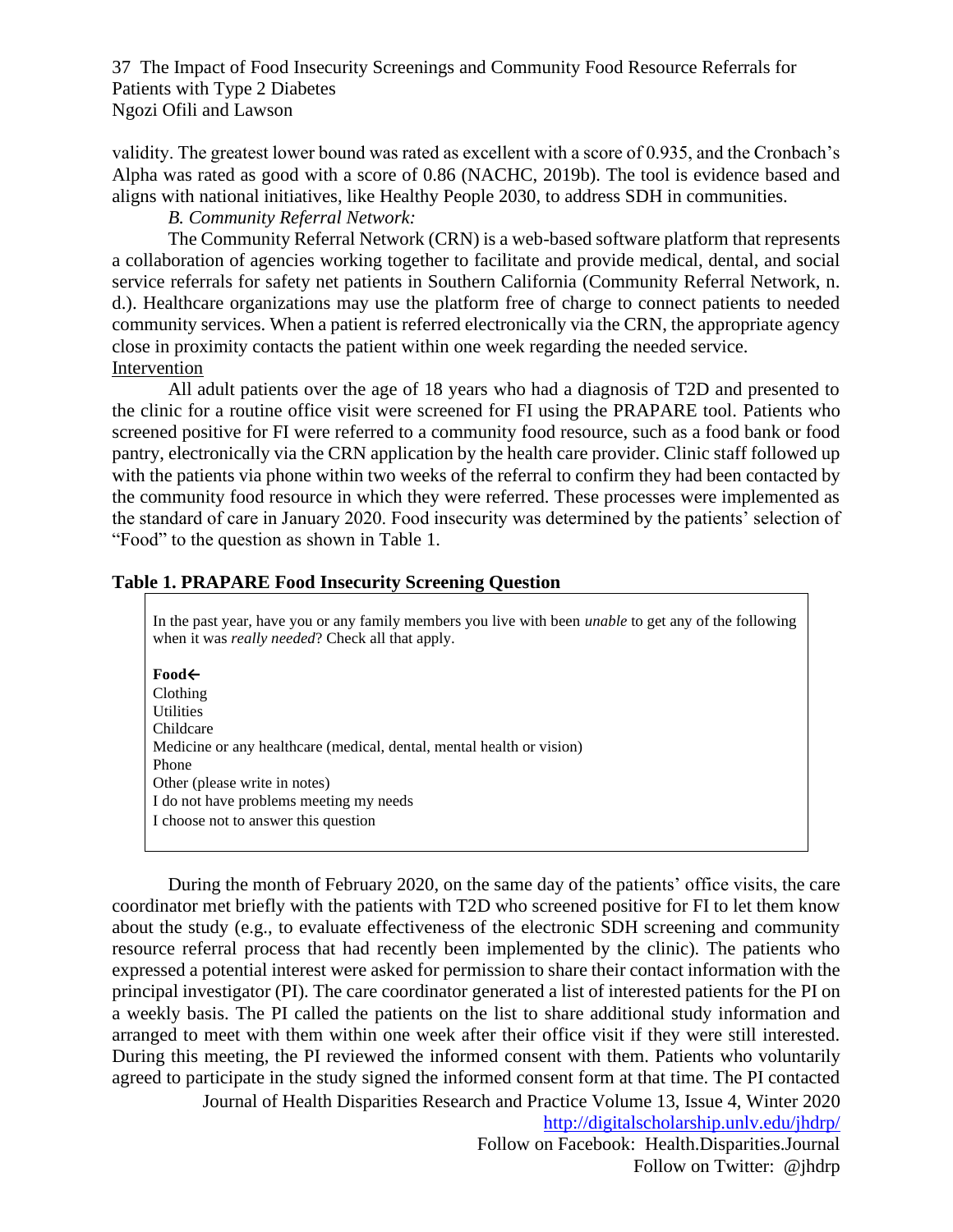validity. The greatest lower bound was rated as excellent with a score of 0.935, and the Cronbach's Alpha was rated as good with a score of 0.86 (NACHC, 2019b). The tool is evidence based and aligns with national initiatives, like Healthy People 2030, to address SDH in communities.

*B. Community Referral Network:*

The Community Referral Network (CRN) is a web-based software platform that represents a collaboration of agencies working together to facilitate and provide medical, dental, and social service referrals for safety net patients in Southern California (Community Referral Network, n. d.). Healthcare organizations may use the platform free of charge to connect patients to needed community services. When a patient is referred electronically via the CRN, the appropriate agency close in proximity contacts the patient within one week regarding the needed service.

Intervention

All adult patients over the age of 18 years who had a diagnosis of T2D and presented to the clinic for a routine office visit were screened for FI using the PRAPARE tool. Patients who screened positive for FI were referred to a community food resource, such as a food bank or food pantry, electronically via the CRN application by the health care provider. Clinic staff followed up with the patients via phone within two weeks of the referral to confirm they had been contacted by the community food resource in which they were referred. These processes were implemented as the standard of care in January 2020. Food insecurity was determined by the patients' selection of "Food" to the question as shown in Table 1.

**Table 1. PRAPARE Food Insecurity Screening Question**

| In the past year, have you or any family members you live with been *unable* to get any of the following when it was *really needed*? Check all that apply. |
|---|
| **Food←** |
| Clothing |
| Utilities |
| Childcare |
| Medicine or any healthcare (medical, dental, mental health or vision) |
| Phone |
| Other (please write in notes) |
| I do not have problems meeting my needs |
| I choose not to answer this question |

During the month of February 2020, on the same day of the patients' office visits, the care coordinator met briefly with the patients with T2D who screened positive for FI to let them know about the study (e.g., to evaluate effectiveness of the electronic SDH screening and community resource referral process that had recently been implemented by the clinic). The patients who expressed a potential interest were asked for permission to share their contact information with the principal investigator (PI). The care coordinator generated a list of interested patients for the PI on a weekly basis. The PI called the patients on the list to share additional study information and arranged to meet with them within one week after their office visit if they were still interested. During this meeting, the PI reviewed the informed consent with them. Patients who voluntarily agreed to participate in the study signed the informed consent form at that time. The PI contacted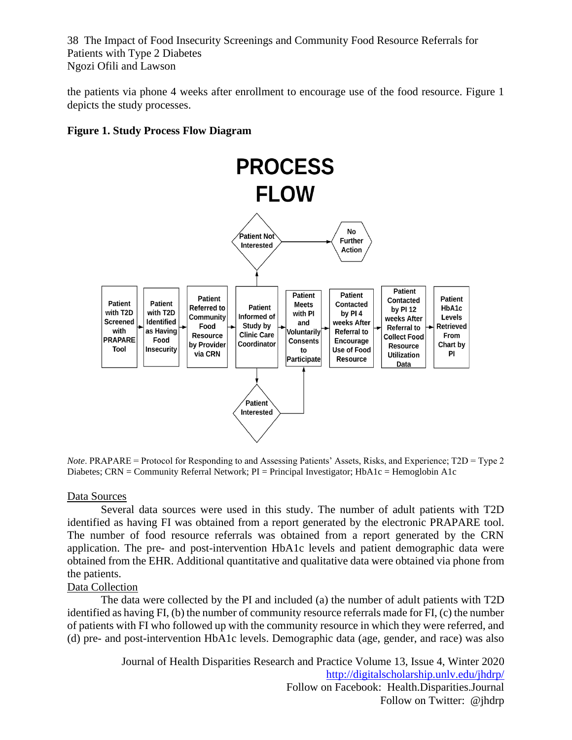the patients via phone 4 weeks after enrollment to encourage use of the food resource. Figure 1 depicts the study processes.

**Figure 1. Study Process Flow Diagram**

*Note*. PRAPARE = Protocol for Responding to and Assessing Patients' Assets, Risks, and Experience; T2D = Type 2 Diabetes; CRN = Community Referral Network; PI = Principal Investigator; HbA1c = Hemoglobin A1c

Data Sources

Several data sources were used in this study. The number of adult patients with T2D identified as having FI was obtained from a report generated by the electronic PRAPARE tool. The number of food resource referrals was obtained from a report generated by the CRN application. The pre- and post-intervention HbA1c levels and patient demographic data were obtained from the EHR. Additional quantitative and qualitative data were obtained via phone from the patients.

Data Collection

The data were collected by the PI and included (a) the number of adult patients with T2D identified as having FI, (b) the number of community resource referrals made for FI, (c) the number of patients with FI who followed up with the community resource in which they were referred, and (d) pre- and post-intervention HbA1c levels. Demographic data (age, gender, and race) was also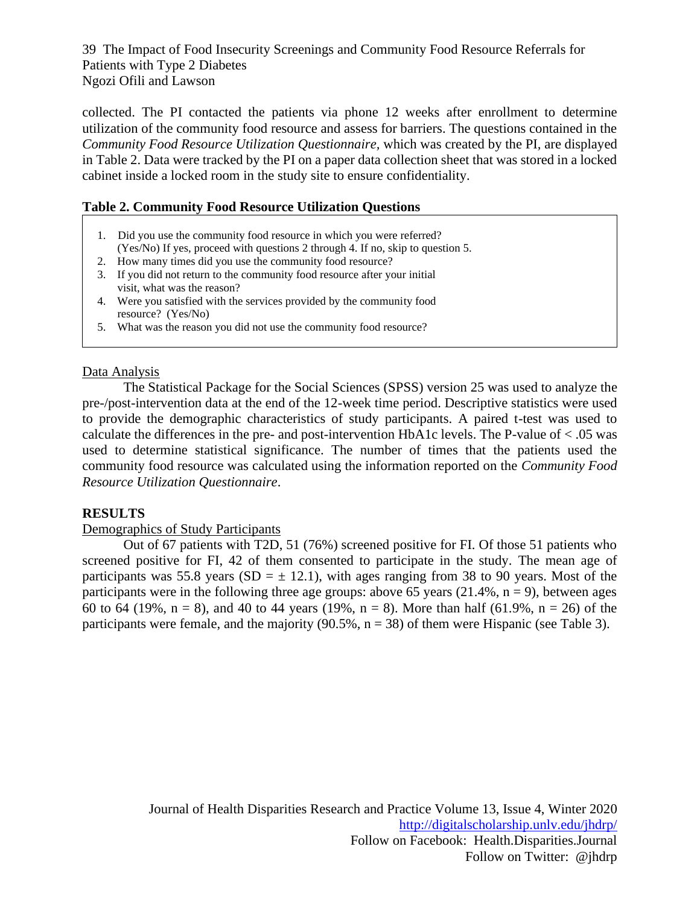collected. The PI contacted the patients via phone 12 weeks after enrollment to determine utilization of the community food resource and assess for barriers. The questions contained in the *Community Food Resource Utilization Questionnaire,* which was created by the PI, are displayed in Table 2. Data were tracked by the PI on a paper data collection sheet that was stored in a locked cabinet inside a locked room in the study site to ensure confidentiality.

**Table 2. Community Food Resource Utilization Questions**

1. Did you use the community food resource in which you were referred? (Yes/No) If yes, proceed with questions 2 through 4. If no, skip to question 5.
2. How many times did you use the community food resource?
3. If you did not return to the community food resource after your initial visit, what was the reason?
4. Were you satisfied with the services provided by the community food resource? (Yes/No)
5. What was the reason you did not use the community food resource?

Data Analysis

The Statistical Package for the Social Sciences (SPSS) version 25 was used to analyze the pre-/post-intervention data at the end of the 12-week time period. Descriptive statistics were used to provide the demographic characteristics of study participants. A paired t-test was used to calculate the differences in the pre- and post-intervention HbA1c levels. The P-value of < .05 was used to determine statistical significance. The number of times that the patients used the community food resource was calculated using the information reported on the *Community Food Resource Utilization Questionnaire*.

## RESULTS

Demographics of Study Participants

Out of 67 patients with T2D, 51 (76%) screened positive for FI. Of those 51 patients who screened positive for FI, 42 of them consented to participate in the study. The mean age of participants was 55.8 years (SD = ± 12.1), with ages ranging from 38 to 90 years. Most of the participants were in the following three age groups: above 65 years (21.4%, n = 9), between ages 60 to 64 (19%, n = 8), and 40 to 44 years (19%, n = 8). More than half (61.9%, n = 26) of the participants were female, and the majority (90.5%, n = 38) of them were Hispanic (see Table 3).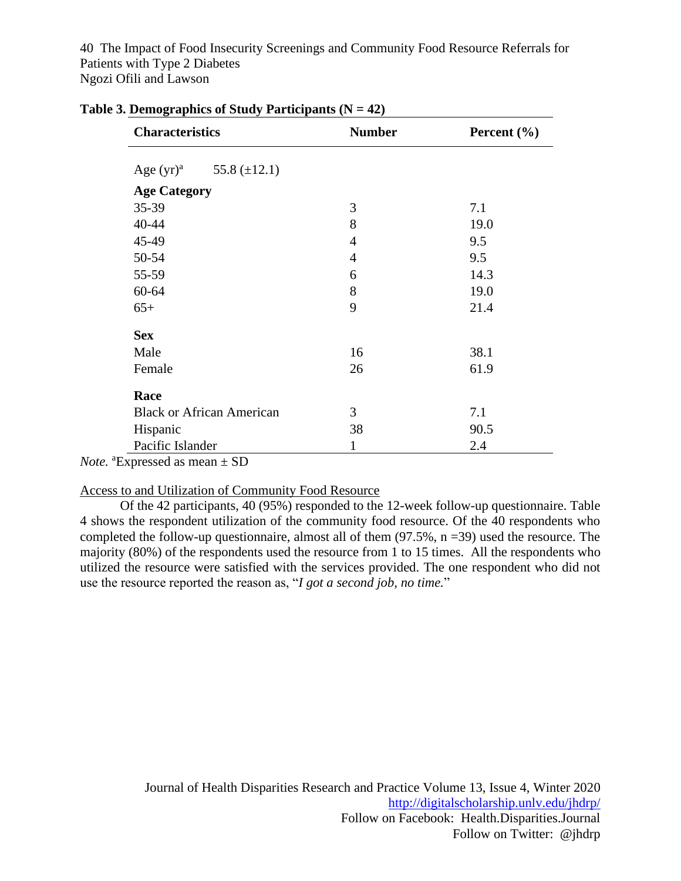**Table 3. Demographics of Study Participants (N = 42)**

| Characteristics | Number | Percent (%) |
|---|---|---|
| Age (yr)[a] 55.8 (±12.1) | | |
| **Age Category** | | |
| 35-39 | 3 | 7.1 |
| 40-44 | 8 | 19.0 |
| 45-49 | 4 | 9.5 |
| 50-54 | 4 | 9.5 |
| 55-59 | 6 | 14.3 |
| 60-64 | 8 | 19.0 |
| 65+ | 9 | 21.4 |
| **Sex** | | |
| Male | 16 | 38.1 |
| Female | 26 | 61.9 |
| **Race** | | |
| Black or African American | 3 | 7.1 |
| Hispanic | 38 | 90.5 |
| Pacific Islander | 1 | 2.4 |

*Note.* [a]Expressed as mean ± SD

Access to and Utilization of Community Food Resource

Of the 42 participants, 40 (95%) responded to the 12-week follow-up questionnaire. Table 4 shows the respondent utilization of the community food resource. Of the 40 respondents who completed the follow-up questionnaire, almost all of them (97.5%, n =39) used the resource. The majority (80%) of the respondents used the resource from 1 to 15 times. All the respondents who utilized the resource were satisfied with the services provided. The one respondent who did not use the resource reported the reason as, "*I got a second job, no time.*"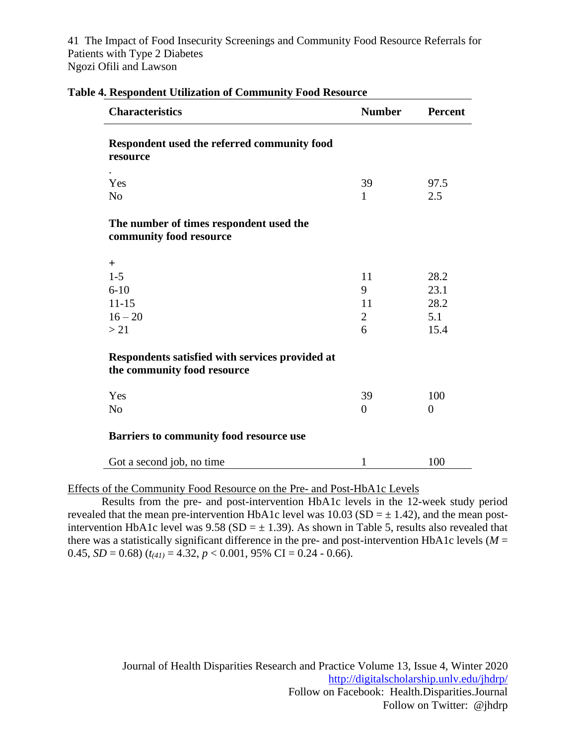**Table 4. Respondent Utilization of Community Food Resource**

| Characteristics | Number | Percent |
|---|---|---|
| **Respondent used the referred community food resource** | | |
| . | | |
| Yes | 39 | 97.5 |
| No | 1 | 2.5 |
| **The number of times respondent used the community food resource** | | |
| + | | |
| 1-5 | 11 | 28.2 |
| 6-10 | 9 | 23.1 |
| 11-15 | 11 | 28.2 |
| 16 – 20 | 2 | 5.1 |
| > 21 | 6 | 15.4 |
| **Respondents satisfied with services provided at the community food resource** | | |
| Yes | 39 | 100 |
| No | 0 | 0 |
| **Barriers to community food resource use** | | |
| Got a second job, no time | 1 | 100 |

Effects of the Community Food Resource on the Pre- and Post-HbA1c Levels

Results from the pre- and post-intervention HbA1c levels in the 12-week study period revealed that the mean pre-intervention HbA1c level was 10.03 (SD = ± 1.42), and the mean post-intervention HbA1c level was 9.58 (SD = ± 1.39). As shown in Table 5, results also revealed that there was a statistically significant difference in the pre- and post-intervention HbA1c levels ($M$ = 0.45, $SD$ = 0.68) ($t_{(41)} = 4.32$, $p < 0.001$, 95% CI = 0.24 - 0.66).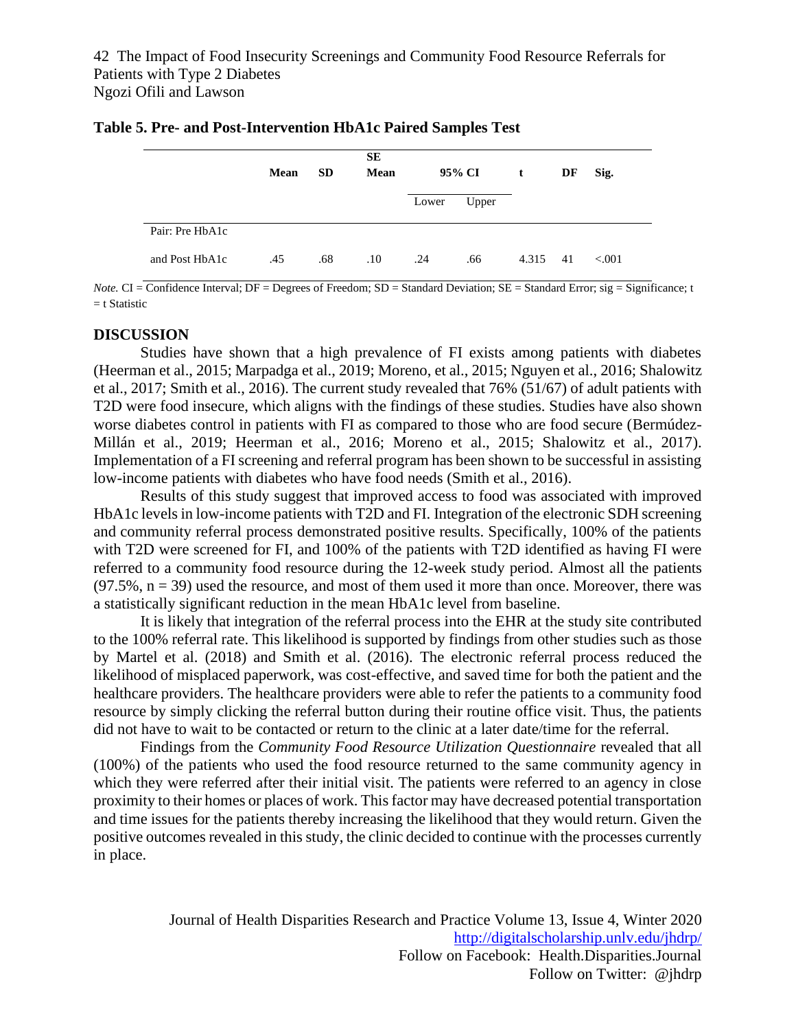**Table 5. Pre- and Post-Intervention HbA1c Paired Samples Test**

| | Mean | SD | SE Mean | 95% CI | | t | DF | Sig. |
|---|---|---|---|---|---|---|---|---|
| | | | | Lower | Upper | | | |
| Pair: Pre HbA1c and Post HbA1c | .45 | .68 | .10 | .24 | .66 | 4.315 | 41 | <.001 |

*Note.* CI = Confidence Interval; DF = Degrees of Freedom; SD = Standard Deviation; SE = Standard Error; sig = Significance; t = t Statistic

## DISCUSSION

Studies have shown that a high prevalence of FI exists among patients with diabetes (Heerman et al., 2015; Marpadga et al., 2019; Moreno, et al., 2015; Nguyen et al., 2016; Shalowitz et al., 2017; Smith et al., 2016). The current study revealed that 76% (51/67) of adult patients with T2D were food insecure, which aligns with the findings of these studies. Studies have also shown worse diabetes control in patients with FI as compared to those who are food secure (Bermúdez-Millán et al., 2019; Heerman et al., 2016; Moreno et al., 2015; Shalowitz et al., 2017). Implementation of a FI screening and referral program has been shown to be successful in assisting low-income patients with diabetes who have food needs (Smith et al., 2016).

Results of this study suggest that improved access to food was associated with improved HbA1c levels in low-income patients with T2D and FI. Integration of the electronic SDH screening and community referral process demonstrated positive results. Specifically, 100% of the patients with T2D were screened for FI, and 100% of the patients with T2D identified as having FI were referred to a community food resource during the 12-week study period. Almost all the patients (97.5%, n = 39) used the resource, and most of them used it more than once. Moreover, there was a statistically significant reduction in the mean HbA1c level from baseline.

It is likely that integration of the referral process into the EHR at the study site contributed to the 100% referral rate. This likelihood is supported by findings from other studies such as those by Martel et al. (2018) and Smith et al. (2016). The electronic referral process reduced the likelihood of misplaced paperwork, was cost-effective, and saved time for both the patient and the healthcare providers. The healthcare providers were able to refer the patients to a community food resource by simply clicking the referral button during their routine office visit. Thus, the patients did not have to wait to be contacted or return to the clinic at a later date/time for the referral.

Findings from the *Community Food Resource Utilization Questionnaire* revealed that all (100%) of the patients who used the food resource returned to the same community agency in which they were referred after their initial visit. The patients were referred to an agency in close proximity to their homes or places of work. This factor may have decreased potential transportation and time issues for the patients thereby increasing the likelihood that they would return. Given the positive outcomes revealed in this study, the clinic decided to continue with the processes currently in place.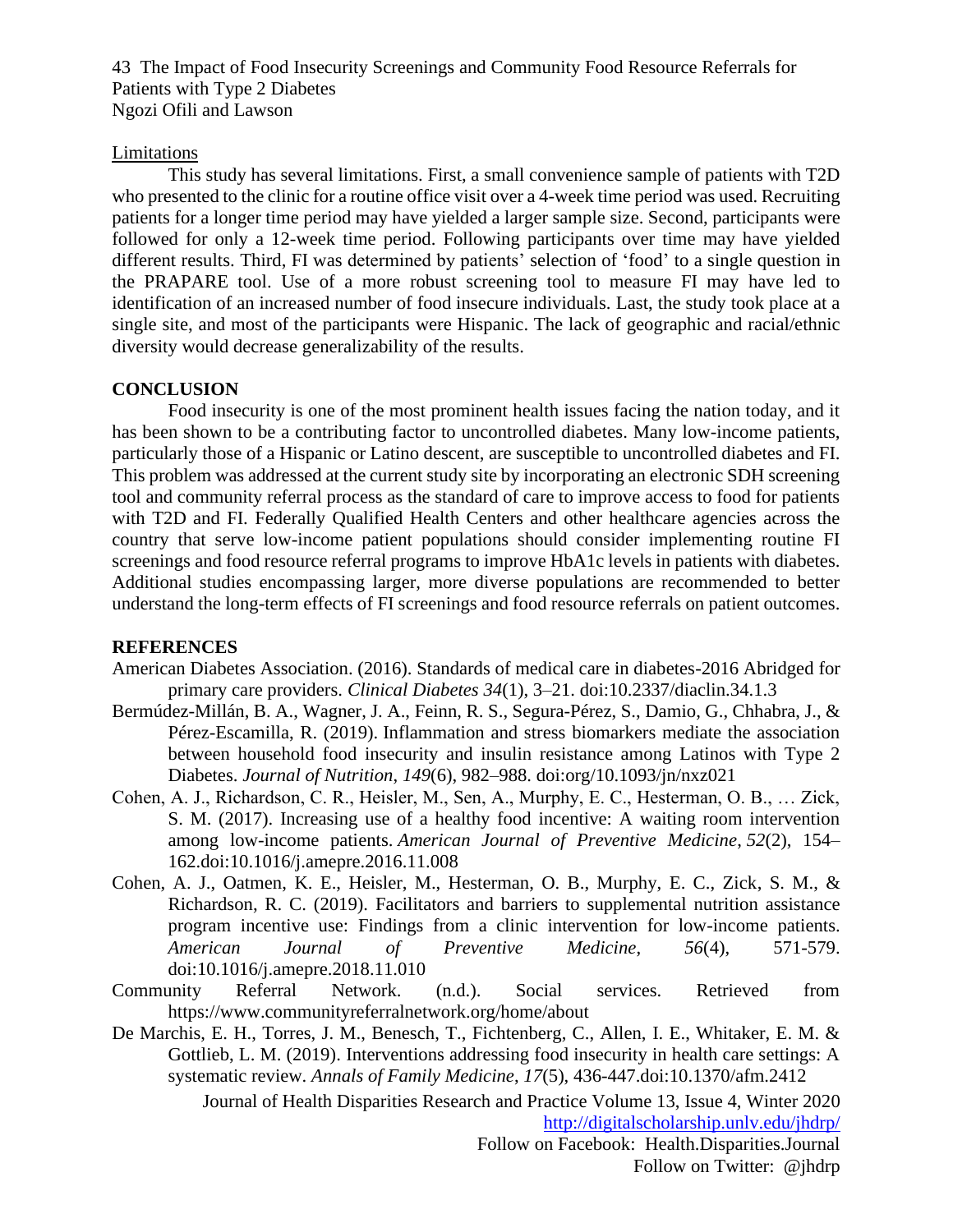### Limitations

This study has several limitations. First, a small convenience sample of patients with T2D who presented to the clinic for a routine office visit over a 4-week time period was used. Recruiting patients for a longer time period may have yielded a larger sample size. Second, participants were followed for only a 12-week time period. Following participants over time may have yielded different results. Third, FI was determined by patients' selection of 'food' to a single question in the PRAPARE tool. Use of a more robust screening tool to measure FI may have led to identification of an increased number of food insecure individuals. Last, the study took place at a single site, and most of the participants were Hispanic. The lack of geographic and racial/ethnic diversity would decrease generalizability of the results.

## CONCLUSION

Food insecurity is one of the most prominent health issues facing the nation today, and it has been shown to be a contributing factor to uncontrolled diabetes. Many low-income patients, particularly those of a Hispanic or Latino descent, are susceptible to uncontrolled diabetes and FI. This problem was addressed at the current study site by incorporating an electronic SDH screening tool and community referral process as the standard of care to improve access to food for patients with T2D and FI. Federally Qualified Health Centers and other healthcare agencies across the country that serve low-income patient populations should consider implementing routine FI screenings and food resource referral programs to improve HbA1c levels in patients with diabetes. Additional studies encompassing larger, more diverse populations are recommended to better understand the long-term effects of FI screenings and food resource referrals on patient outcomes.

## REFERENCES

American Diabetes Association. (2016). Standards of medical care in diabetes-2016 Abridged for primary care providers. *Clinical Diabetes 34*(1), 3–21. doi:10.2337/diaclin.34.1.3

Bermúdez-Millán, B. A., Wagner, J. A., Feinn, R. S., Segura-Pérez, S., Damio, G., Chhabra, J., & Pérez-Escamilla, R. (2019). Inflammation and stress biomarkers mediate the association between household food insecurity and insulin resistance among Latinos with Type 2 Diabetes. *Journal of Nutrition*, *149*(6), 982–988. doi:org/10.1093/jn/nxz021

Cohen, A. J., Richardson, C. R., Heisler, M., Sen, A., Murphy, E. C., Hesterman, O. B., … Zick, S. M. (2017). Increasing use of a healthy food incentive: A waiting room intervention among low-income patients. *American Journal of Preventive Medicine*, *52*(2), 154–162.doi:10.1016/j.amepre.2016.11.008

Cohen, A. J., Oatmen, K. E., Heisler, M., Hesterman, O. B., Murphy, E. C., Zick, S. M., & Richardson, R. C. (2019). Facilitators and barriers to supplemental nutrition assistance program incentive use: Findings from a clinic intervention for low-income patients. *American Journal of Preventive Medicine*, *56*(4), 571-579. doi:10.1016/j.amepre.2018.11.010

Community Referral Network. (n.d.). Social services. Retrieved from https://www.communityreferralnetwork.org/home/about

De Marchis, E. H., Torres, J. M., Benesch, T., Fichtenberg, C., Allen, I. E., Whitaker, E. M. & Gottlieb, L. M. (2019). Interventions addressing food insecurity in health care settings: A systematic review. *Annals of Family Medicine*, *17*(5), 436-447.doi:10.1370/afm.2412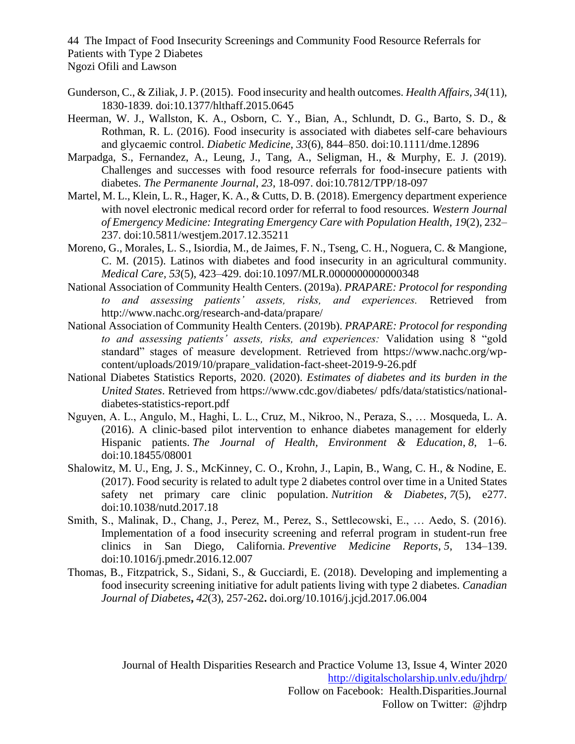Gunderson, C., & Ziliak, J. P. (2015). Food insecurity and health outcomes. *Health Affairs, 34*(11), 1830-1839. doi:10.1377/hlthaff.2015.0645

Heerman, W. J., Wallston, K. A., Osborn, C. Y., Bian, A., Schlundt, D. G., Barto, S. D., & Rothman, R. L. (2016). Food insecurity is associated with diabetes self-care behaviours and glycaemic control. *Diabetic Medicine*, *33*(6), 844–850. doi:10.1111/dme.12896

Marpadga, S., Fernandez, A., Leung, J., Tang, A., Seligman, H., & Murphy, E. J. (2019). Challenges and successes with food resource referrals for food-insecure patients with diabetes. *The Permanente Journal*, *23*, 18-097. doi:10.7812/TPP/18-097

Martel, M. L., Klein, L. R., Hager, K. A., & Cutts, D. B. (2018). Emergency department experience with novel electronic medical record order for referral to food resources. *Western Journal of Emergency Medicine: Integrating Emergency Care with Population Health*, *19*(2), 232–237. doi:10.5811/westjem.2017.12.35211

Moreno, G., Morales, L. S., Isiordia, M., de Jaimes, F. N., Tseng, C. H., Noguera, C. & Mangione, C. M. (2015). Latinos with diabetes and food insecurity in an agricultural community. *Medical Care*, *53*(5), 423–429. doi:10.1097/MLR.0000000000000348

National Association of Community Health Centers. (2019a). *PRAPARE: Protocol for responding to and assessing patients' assets, risks, and experiences.* Retrieved from http://www.nachc.org/research-and-data/prapare/

National Association of Community Health Centers. (2019b). *PRAPARE: Protocol for responding to and assessing patients' assets, risks, and experiences:* Validation using 8 "gold standard" stages of measure development. Retrieved from https://www.nachc.org/wp-content/uploads/2019/10/prapare_validation-fact-sheet-2019-9-26.pdf

National Diabetes Statistics Reports, 2020. (2020). *Estimates of diabetes and its burden in the United States*. Retrieved from https://www.cdc.gov/diabetes/ pdfs/data/statistics/national-diabetes-statistics-report.pdf

Nguyen, A. L., Angulo, M., Haghi, L. L., Cruz, M., Nikroo, N., Peraza, S., … Mosqueda, L. A. (2016). A clinic-based pilot intervention to enhance diabetes management for elderly Hispanic patients. *The Journal of Health, Environment & Education*, *8*, 1–6. doi:10.18455/08001

Shalowitz, M. U., Eng, J. S., McKinney, C. O., Krohn, J., Lapin, B., Wang, C. H., & Nodine, E. (2017). Food security is related to adult type 2 diabetes control over time in a United States safety net primary care clinic population. *Nutrition & Diabetes*, *7*(5), e277. doi:10.1038/nutd.2017.18

Smith, S., Malinak, D., Chang, J., Perez, M., Perez, S., Settlecowski, E., … Aedo, S. (2016). Implementation of a food insecurity screening and referral program in student-run free clinics in San Diego, California. *Preventive Medicine Reports*, *5*, 134–139. doi:10.1016/j.pmedr.2016.12.007

Thomas, B., Fitzpatrick, S., Sidani, S., & Gucciardi, E. (2018). Developing and implementing a food insecurity screening initiative for adult patients living with type 2 diabetes. *Canadian Journal of Diabetes***,** *42*(3), 257-262**.** doi.org/10.1016/j.jcjd.2017.06.004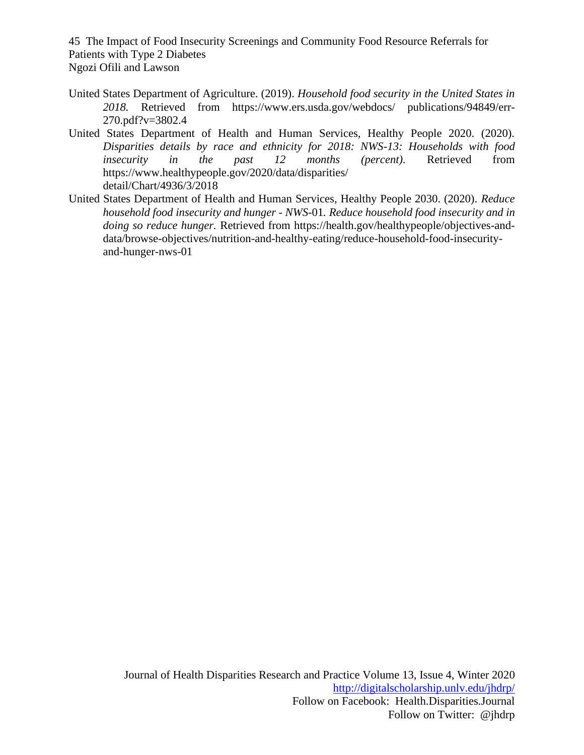United States Department of Agriculture. (2019). *Household food security in the United States in 2018.* Retrieved from https://www.ers.usda.gov/webdocs/ publications/94849/err-270.pdf?v=3802.4

United States Department of Health and Human Services, Healthy People 2020. (2020). *Disparities details by race and ethnicity for 2018: NWS-13: Households with food insecurity in the past 12 months (percent).* Retrieved from https://www.healthypeople.gov/2020/data/disparities/ detail/Chart/4936/3/2018

United States Department of Health and Human Services, Healthy People 2030. (2020). *Reduce household food insecurity and hunger - NWS-*01*. Reduce household food insecurity and in doing so reduce hunger.* Retrieved from https://health.gov/healthypeople/objectives-and-data/browse-objectives/nutrition-and-healthy-eating/reduce-household-food-insecurity-and-hunger-nws-01